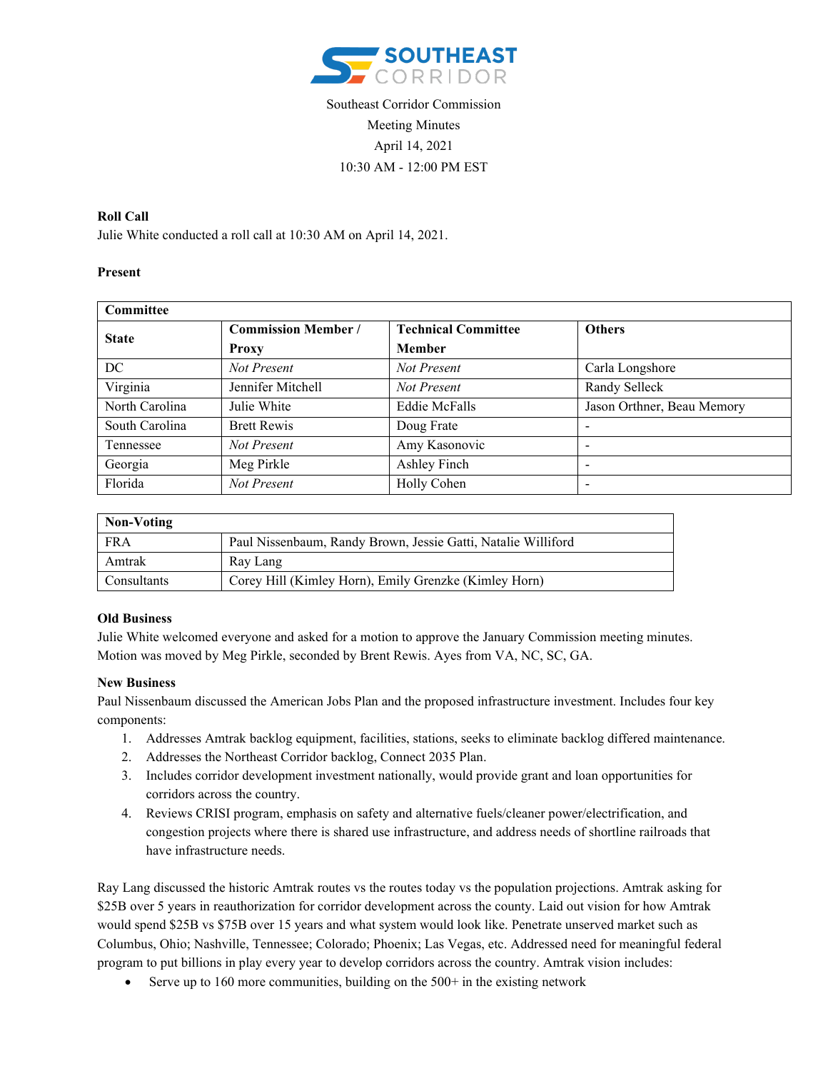# SOUTHEAST CORRIDOR

Southeast Corridor Commission
Meeting Minutes
April 14, 2021
10:30 AM - 12:00 PM EST

**Roll Call**
Julie White conducted a roll call at 10:30 AM on April 14, 2021.

**Present**

| Committee | | | |
|---|---|---|---|
| **State** | **Commission Member / Proxy** | **Technical Committee Member** | **Others** |
| DC | *Not Present* | *Not Present* | Carla Longshore |
| Virginia | Jennifer Mitchell | *Not Present* | Randy Selleck |
| North Carolina | Julie White | Eddie McFalls | Jason Orthner, Beau Memory |
| South Carolina | Brett Rewis | Doug Frate | - |
| Tennessee | *Not Present* | Amy Kasonovic | - |
| Georgia | Meg Pirkle | Ashley Finch | - |
| Florida | *Not Present* | Holly Cohen | - |

| Non-Voting | |
|---|---|
| FRA | Paul Nissenbaum, Randy Brown, Jessie Gatti, Natalie Williford |
| Amtrak | Ray Lang |
| Consultants | Corey Hill (Kimley Horn), Emily Grenzke (Kimley Horn) |

**Old Business**
Julie White welcomed everyone and asked for a motion to approve the January Commission meeting minutes. Motion was moved by Meg Pirkle, seconded by Brent Rewis. Ayes from VA, NC, SC, GA.

**New Business**
Paul Nissenbaum discussed the American Jobs Plan and the proposed infrastructure investment. Includes four key components:

1. Addresses Amtrak backlog equipment, facilities, stations, seeks to eliminate backlog differed maintenance.
2. Addresses the Northeast Corridor backlog, Connect 2035 Plan.
3. Includes corridor development investment nationally, would provide grant and loan opportunities for corridors across the country.
4. Reviews CRISI program, emphasis on safety and alternative fuels/cleaner power/electrification, and congestion projects where there is shared use infrastructure, and address needs of shortline railroads that have infrastructure needs.

Ray Lang discussed the historic Amtrak routes vs the routes today vs the population projections. Amtrak asking for \$25B over 5 years in reauthorization for corridor development across the county. Laid out vision for how Amtrak would spend \$25B vs \$75B over 15 years and what system would look like. Penetrate unserved market such as Columbus, Ohio; Nashville, Tennessee; Colorado; Phoenix; Las Vegas, etc. Addressed need for meaningful federal program to put billions in play every year to develop corridors across the country. Amtrak vision includes:

- Serve up to 160 more communities, building on the 500+ in the existing network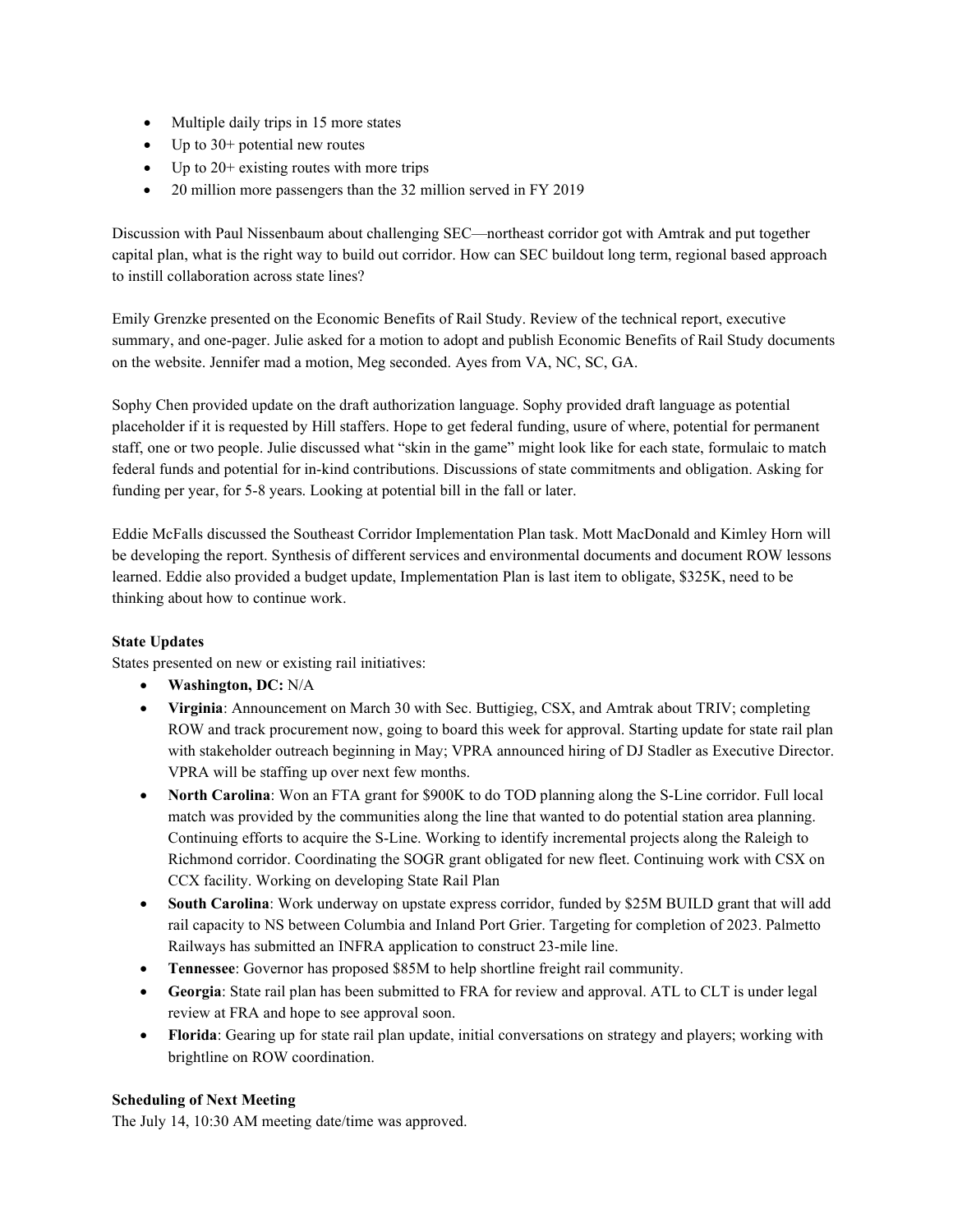- Multiple daily trips in 15 more states
- Up to 30+ potential new routes
- Up to 20+ existing routes with more trips
- 20 million more passengers than the 32 million served in FY 2019

Discussion with Paul Nissenbaum about challenging SEC—northeast corridor got with Amtrak and put together capital plan, what is the right way to build out corridor. How can SEC buildout long term, regional based approach to instill collaboration across state lines?

Emily Grenzke presented on the Economic Benefits of Rail Study. Review of the technical report, executive summary, and one-pager. Julie asked for a motion to adopt and publish Economic Benefits of Rail Study documents on the website. Jennifer mad a motion, Meg seconded. Ayes from VA, NC, SC, GA.

Sophy Chen provided update on the draft authorization language. Sophy provided draft language as potential placeholder if it is requested by Hill staffers. Hope to get federal funding, usure of where, potential for permanent staff, one or two people. Julie discussed what "skin in the game" might look like for each state, formulaic to match federal funds and potential for in-kind contributions. Discussions of state commitments and obligation. Asking for funding per year, for 5-8 years. Looking at potential bill in the fall or later.

Eddie McFalls discussed the Southeast Corridor Implementation Plan task. Mott MacDonald and Kimley Horn will be developing the report. Synthesis of different services and environmental documents and document ROW lessons learned. Eddie also provided a budget update, Implementation Plan is last item to obligate, $325K, need to be thinking about how to continue work.

**State Updates**

States presented on new or existing rail initiatives:

- **Washington, DC:** N/A
- **Virginia**: Announcement on March 30 with Sec. Buttigieg, CSX, and Amtrak about TRIV; completing ROW and track procurement now, going to board this week for approval. Starting update for state rail plan with stakeholder outreach beginning in May; VPRA announced hiring of DJ Stadler as Executive Director. VPRA will be staffing up over next few months.
- **North Carolina**: Won an FTA grant for $900K to do TOD planning along the S-Line corridor. Full local match was provided by the communities along the line that wanted to do potential station area planning. Continuing efforts to acquire the S-Line. Working to identify incremental projects along the Raleigh to Richmond corridor. Coordinating the SOGR grant obligated for new fleet. Continuing work with CSX on CCX facility. Working on developing State Rail Plan
- **South Carolina**: Work underway on upstate express corridor, funded by $25M BUILD grant that will add rail capacity to NS between Columbia and Inland Port Grier. Targeting for completion of 2023. Palmetto Railways has submitted an INFRA application to construct 23-mile line.
- **Tennessee**: Governor has proposed $85M to help shortline freight rail community.
- **Georgia**: State rail plan has been submitted to FRA for review and approval. ATL to CLT is under legal review at FRA and hope to see approval soon.
- **Florida**: Gearing up for state rail plan update, initial conversations on strategy and players; working with brightline on ROW coordination.

**Scheduling of Next Meeting**

The July 14, 10:30 AM meeting date/time was approved.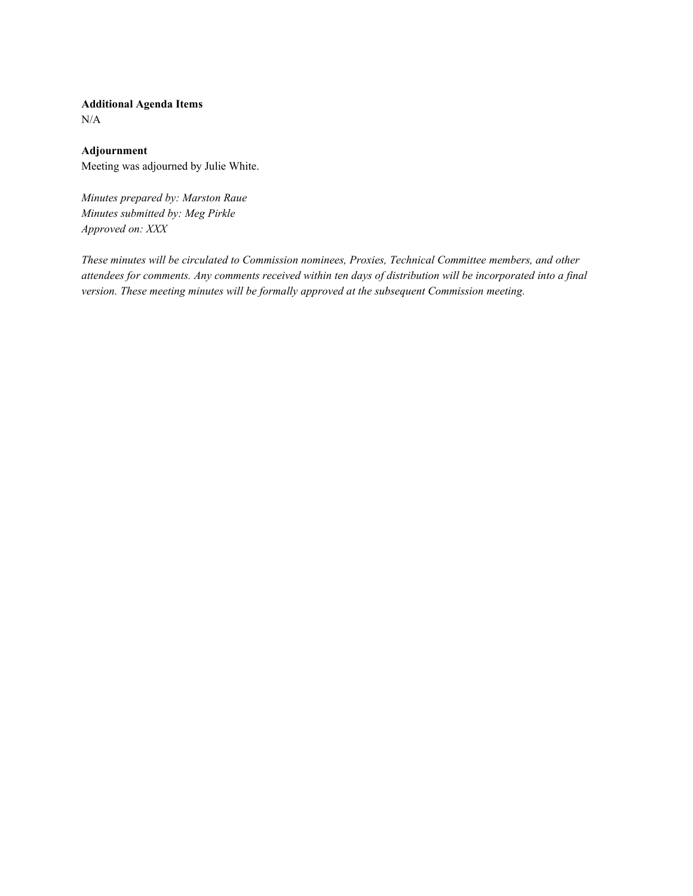**Additional Agenda Items**
N/A

**Adjournment**
Meeting was adjourned by Julie White.

*Minutes prepared by: Marston Raue*
*Minutes submitted by: Meg Pirkle*
*Approved on: XXX*

*These minutes will be circulated to Commission nominees, Proxies, Technical Committee members, and other attendees for comments. Any comments received within ten days of distribution will be incorporated into a final version. These meeting minutes will be formally approved at the subsequent Commission meeting.*